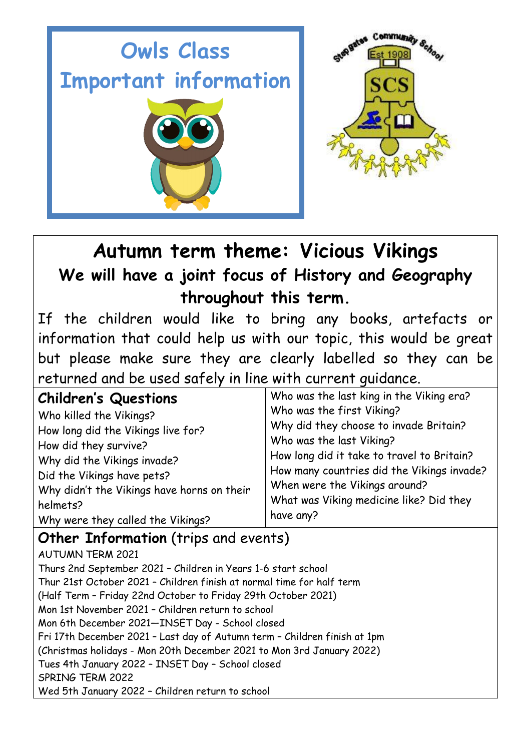# Owls Class

## Important information

Stepgates Community School

Est 1908

SCS

# Autumn term theme: Vicious Vikings

## We will have a joint focus of History and Geography throughout this term.

If the children would like to bring any books, artefacts or information that could help us with our topic, this would be great but please make sure they are clearly labelled so they can be returned and be used safely in line with current guidance.

### Children's Questions

Who killed the Vikings?
How long did the Vikings live for?
How did they survive?
Why did the Vikings invade?
Did the Vikings have pets?
Why didn't the Vikings have horns on their helmets?
Why were they called the Vikings?
Who was the last king in the Viking era?
Who was the first Viking?
Why did they choose to invade Britain?
Who was the last Viking?
How long did it take to travel to Britain?
How many countries did the Vikings invade?
When were the Vikings around?
What was Viking medicine like? Did they have any?

### **Other Information** (trips and events)

AUTUMN TERM 2021
Thurs 2nd September 2021 – Children in Years 1-6 start school
Thur 21st October 2021 – Children finish at normal time for half term
(Half Term – Friday 22nd October to Friday 29th October 2021)
Mon 1st November 2021 – Children return to school
Mon 6th December 2021—INSET Day - School closed
Fri 17th December 2021 – Last day of Autumn term – Children finish at 1pm
(Christmas holidays - Mon 20th December 2021 to Mon 3rd January 2022)
Tues 4th January 2022 – INSET Day – School closed
SPRING TERM 2022
Wed 5th January 2022 – Children return to school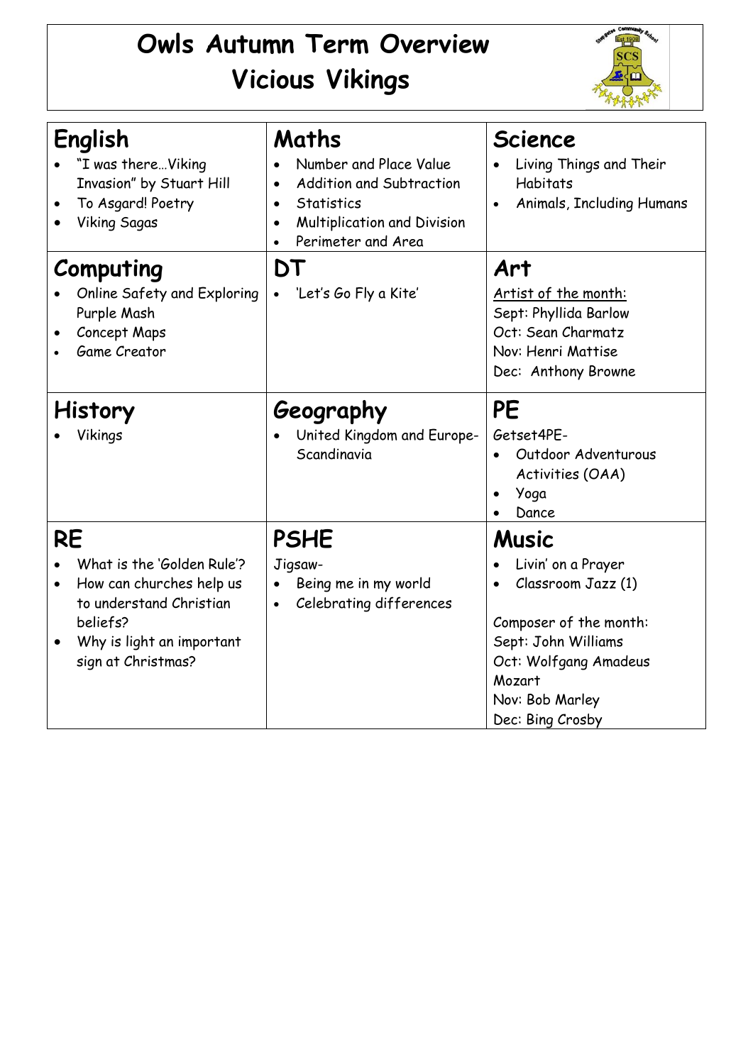# Owls Autumn Term Overview
# Vicious Vikings

## English

- "I was there…Viking Invasion" by Stuart Hill
- To Asgard! Poetry
- Viking Sagas

## Maths

- Number and Place Value
- Addition and Subtraction
- Statistics
- Multiplication and Division
- Perimeter and Area

## Science

- Living Things and Their Habitats
- Animals, Including Humans

## Computing

- Online Safety and Exploring Purple Mash
- Concept Maps
- Game Creator

## DT

- 'Let's Go Fly a Kite'

## Art

Artist of the month:
Sept: Phyllida Barlow
Oct: Sean Charmatz
Nov: Henri Mattise
Dec: Anthony Browne

## History

- Vikings

## Geography

- United Kingdom and Europe-Scandinavia

## PE

Getset4PE-

- Outdoor Adventurous Activities (OAA)
- Yoga
- Dance

## RE

- What is the 'Golden Rule'?
- How can churches help us to understand Christian beliefs?
- Why is light an important sign at Christmas?

## PSHE

Jigsaw-

- Being me in my world
- Celebrating differences

## Music

- Livin' on a Prayer
- Classroom Jazz (1)

Composer of the month:
Sept: John Williams
Oct: Wolfgang Amadeus Mozart
Nov: Bob Marley
Dec: Bing Crosby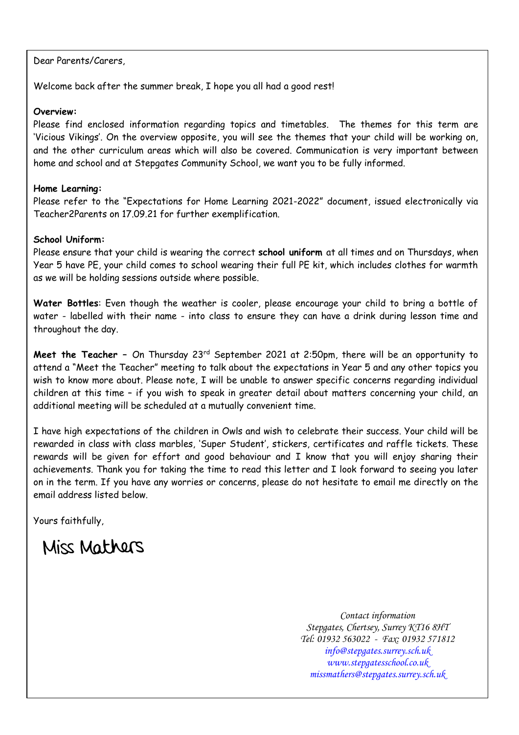Dear Parents/Carers,

Welcome back after the summer break, I hope you all had a good rest!

**Overview:**
Please find enclosed information regarding topics and timetables. The themes for this term are 'Vicious Vikings'. On the overview opposite, you will see the themes that your child will be working on, and the other curriculum areas which will also be covered. Communication is very important between home and school and at Stepgates Community School, we want you to be fully informed.

**Home Learning:**
Please refer to the "Expectations for Home Learning 2021-2022" document, issued electronically via Teacher2Parents on 17.09.21 for further exemplification.

**School Uniform:**
Please ensure that your child is wearing the correct **school uniform** at all times and on Thursdays, when Year 5 have PE, your child comes to school wearing their full PE kit, which includes clothes for warmth as we will be holding sessions outside where possible.

**Water Bottles**: Even though the weather is cooler, please encourage your child to bring a bottle of water - labelled with their name - into class to ensure they can have a drink during lesson time and throughout the day.

**Meet the Teacher** – On Thursday 23rd September 2021 at 2:50pm, there will be an opportunity to attend a "Meet the Teacher" meeting to talk about the expectations in Year 5 and any other topics you wish to know more about. Please note, I will be unable to answer specific concerns regarding individual children at this time – if you wish to speak in greater detail about matters concerning your child, an additional meeting will be scheduled at a mutually convenient time.

I have high expectations of the children in Owls and wish to celebrate their success. Your child will be rewarded in class with class marbles, 'Super Student', stickers, certificates and raffle tickets. These rewards will be given for effort and good behaviour and I know that you will enjoy sharing their achievements. Thank you for taking the time to read this letter and I look forward to seeing you later on in the term. If you have any worries or concerns, please do not hesitate to email me directly on the email address listed below.

Yours faithfully,

Miss Mathers

*Contact information*
*Stepgates, Chertsey, Surrey KT16 8HT*
*Tel: 01932 563022 - Fax: 01932 571812*
*info@stepgates.surrey.sch.uk*
*www.stepgatesschool.co.uk*
*missmathers@stepgates.surrey.sch.uk*